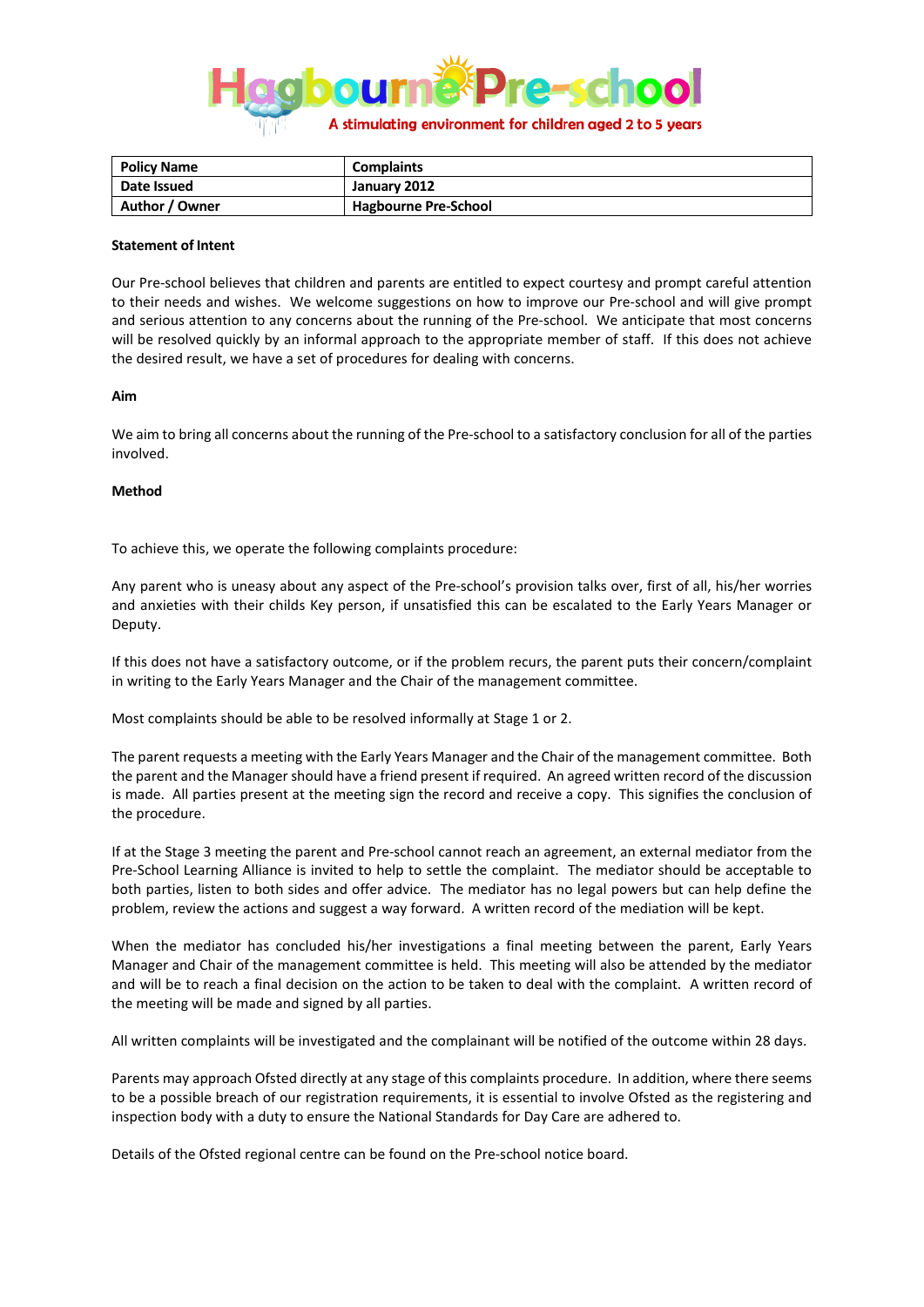# Hagbourne Pre-school

A stimulating environment for children aged 2 to 5 years

| Policy Name | Complaints |
|---|---|
| Date Issued | January 2012 |
| Author / Owner | Hagbourne Pre-School |

**Statement of Intent**

Our Pre-school believes that children and parents are entitled to expect courtesy and prompt careful attention to their needs and wishes. We welcome suggestions on how to improve our Pre-school and will give prompt and serious attention to any concerns about the running of the Pre-school. We anticipate that most concerns will be resolved quickly by an informal approach to the appropriate member of staff. If this does not achieve the desired result, we have a set of procedures for dealing with concerns.

**Aim**

We aim to bring all concerns about the running of the Pre-school to a satisfactory conclusion for all of the parties involved.

**Method**

To achieve this, we operate the following complaints procedure:

Any parent who is uneasy about any aspect of the Pre-school's provision talks over, first of all, his/her worries and anxieties with their childs Key person, if unsatisfied this can be escalated to the Early Years Manager or Deputy.

If this does not have a satisfactory outcome, or if the problem recurs, the parent puts their concern/complaint in writing to the Early Years Manager and the Chair of the management committee.

Most complaints should be able to be resolved informally at Stage 1 or 2.

The parent requests a meeting with the Early Years Manager and the Chair of the management committee. Both the parent and the Manager should have a friend present if required. An agreed written record of the discussion is made. All parties present at the meeting sign the record and receive a copy. This signifies the conclusion of the procedure.

If at the Stage 3 meeting the parent and Pre-school cannot reach an agreement, an external mediator from the Pre-School Learning Alliance is invited to help to settle the complaint. The mediator should be acceptable to both parties, listen to both sides and offer advice. The mediator has no legal powers but can help define the problem, review the actions and suggest a way forward. A written record of the mediation will be kept.

When the mediator has concluded his/her investigations a final meeting between the parent, Early Years Manager and Chair of the management committee is held. This meeting will also be attended by the mediator and will be to reach a final decision on the action to be taken to deal with the complaint. A written record of the meeting will be made and signed by all parties.

All written complaints will be investigated and the complainant will be notified of the outcome within 28 days.

Parents may approach Ofsted directly at any stage of this complaints procedure. In addition, where there seems to be a possible breach of our registration requirements, it is essential to involve Ofsted as the registering and inspection body with a duty to ensure the National Standards for Day Care are adhered to.

Details of the Ofsted regional centre can be found on the Pre-school notice board.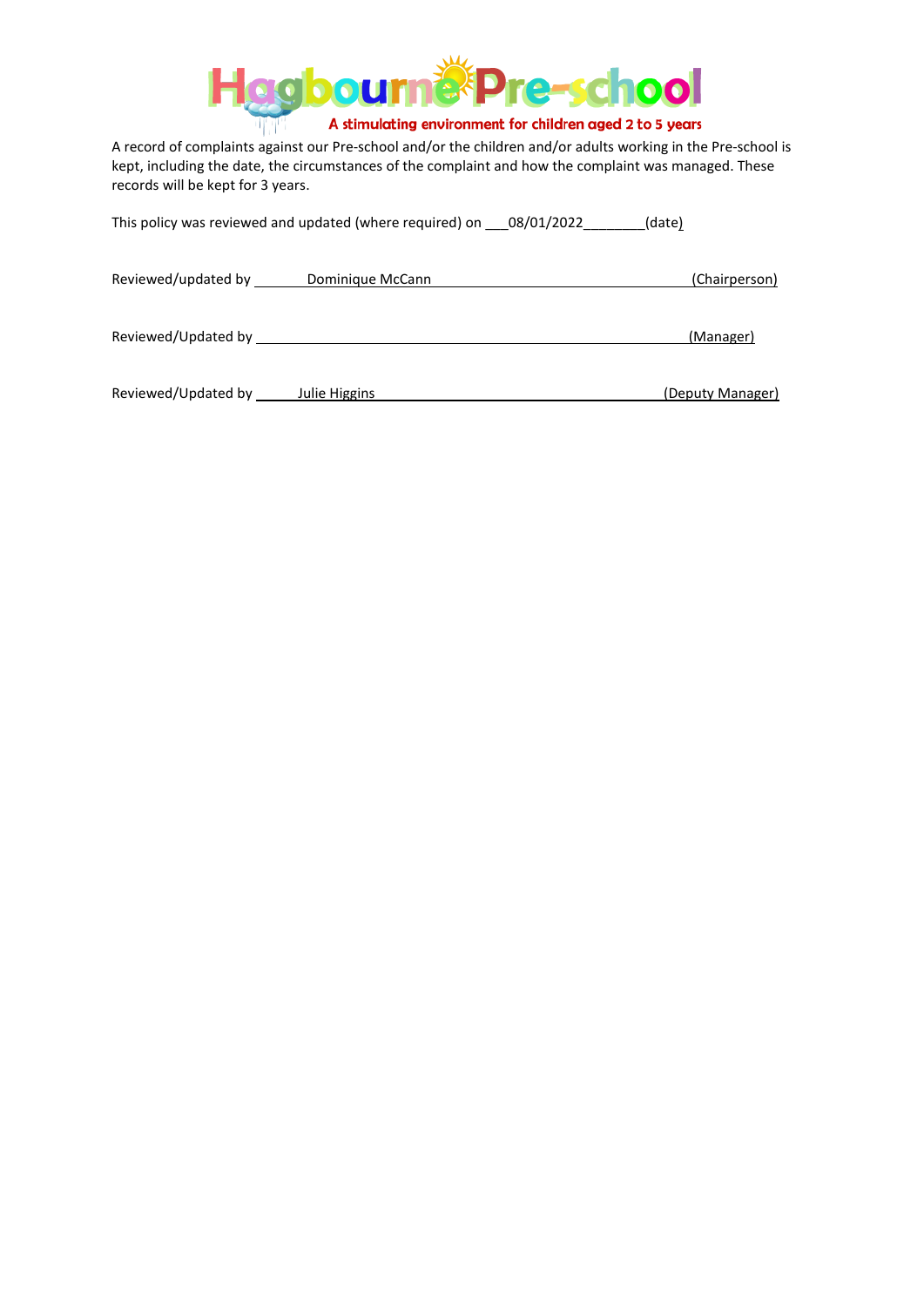A record of complaints against our Pre-school and/or the children and/or adults working in the Pre-school is kept, including the date, the circumstances of the complaint and how the complaint was managed. These records will be kept for 3 years.

This policy was reviewed and updated (where required) on ___08/01/2022________(date)

Reviewed/updated by Dominique McCann (Chairperson)

Reviewed/Updated by (Manager)

Reviewed/Updated by Julie Higgins (Deputy Manager)